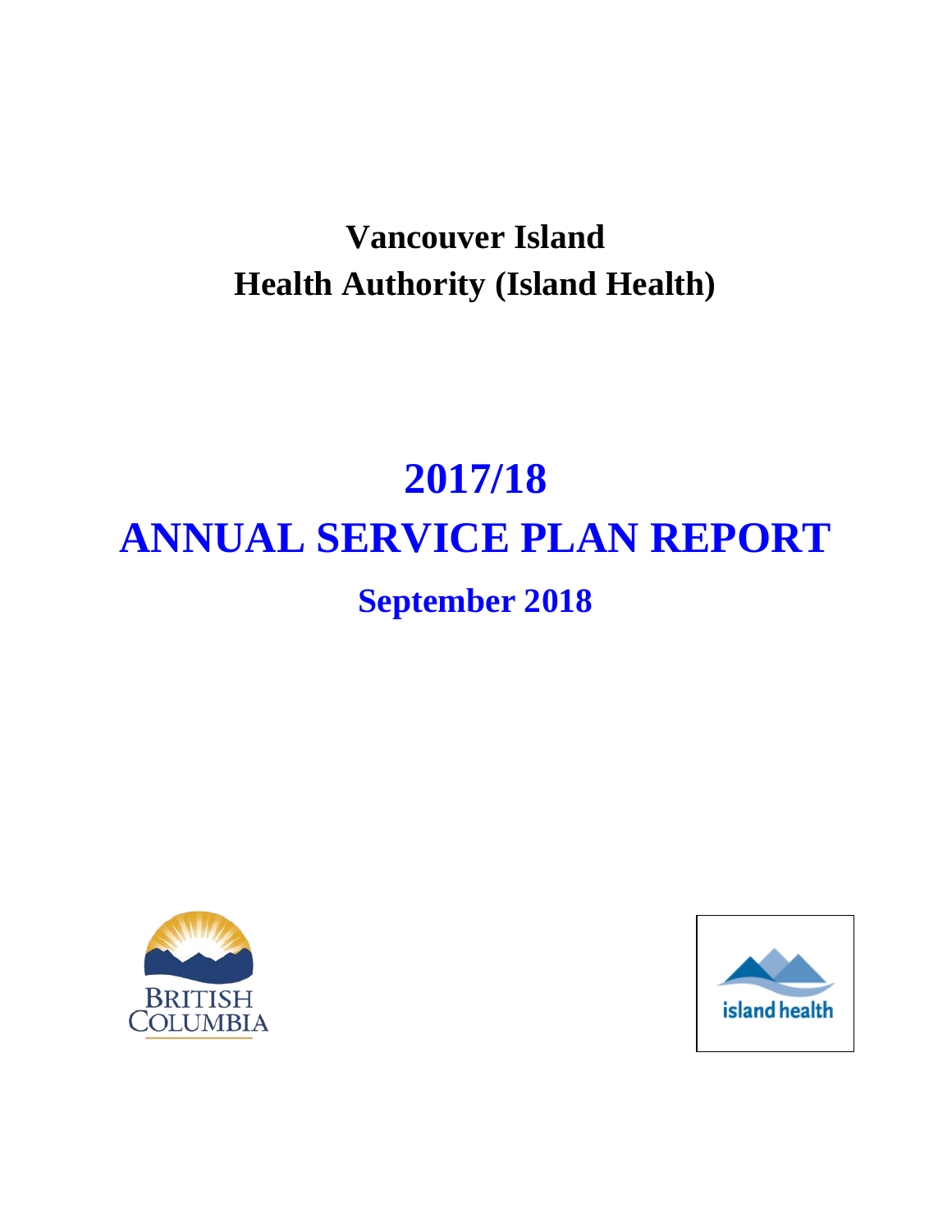# Vancouver Island Health Authority (Island Health)

# 2017/18 ANNUAL SERVICE PLAN REPORT

## September 2018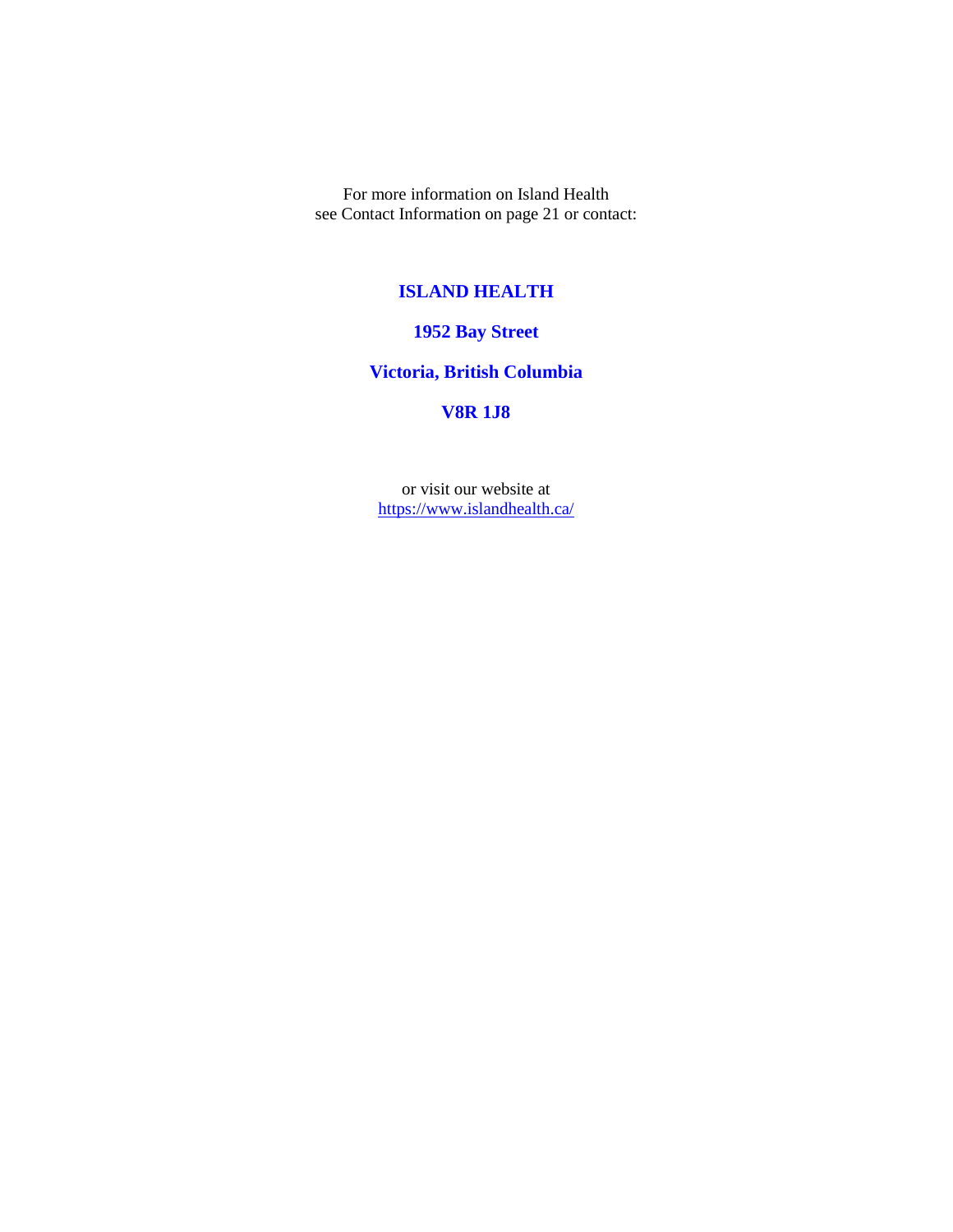For more information on Island Health
see Contact Information on page 21 or contact:

**ISLAND HEALTH**

**1952 Bay Street**

**Victoria, British Columbia**

**V8R 1J8**

or visit our website at
https://www.islandhealth.ca/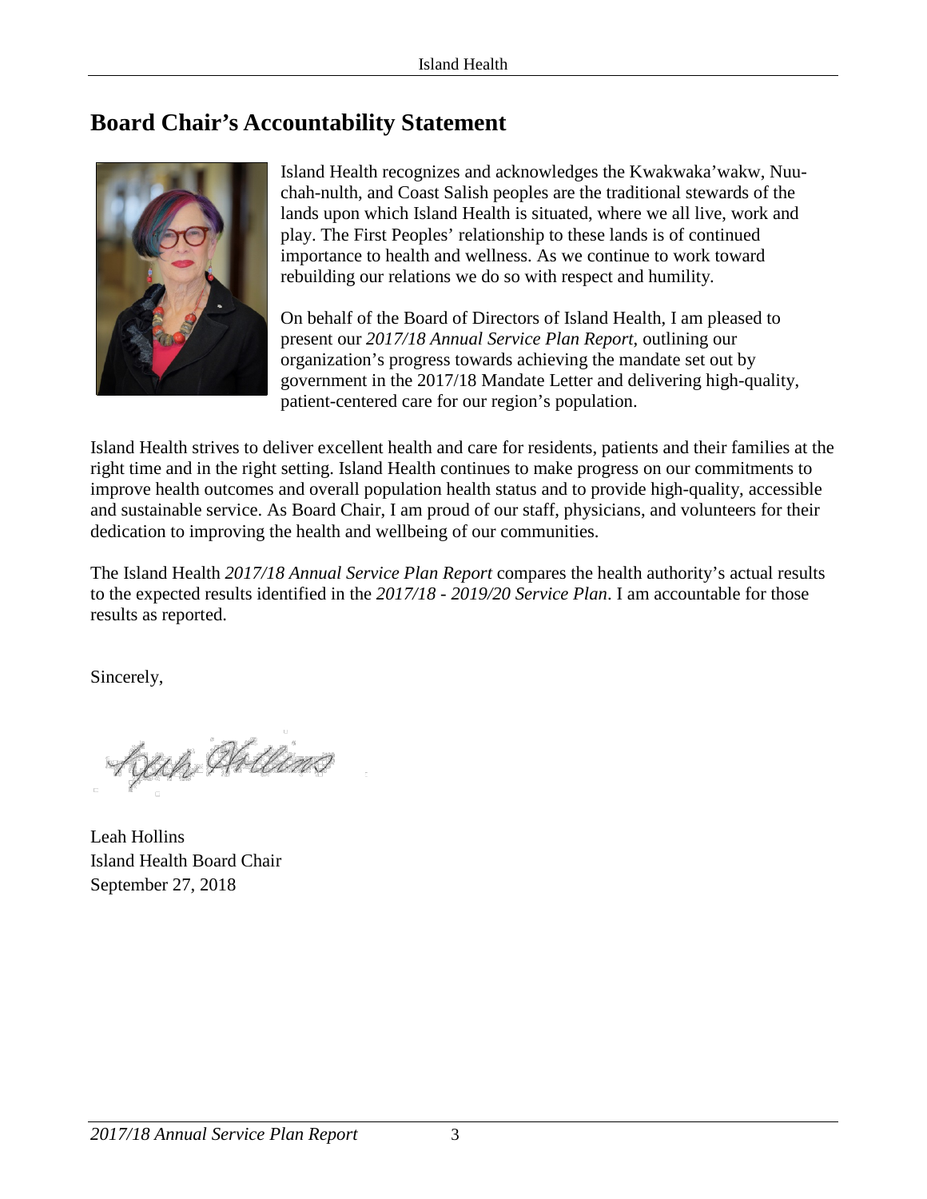## Board Chair's Accountability Statement

Island Health recognizes and acknowledges the Kwakwaka'wakw, Nuu-chah-nulth, and Coast Salish peoples are the traditional stewards of the lands upon which Island Health is situated, where we all live, work and play. The First Peoples' relationship to these lands is of continued importance to health and wellness. As we continue to work toward rebuilding our relations we do so with respect and humility.

On behalf of the Board of Directors of Island Health, I am pleased to present our *2017/18 Annual Service Plan Report*, outlining our organization's progress towards achieving the mandate set out by government in the 2017/18 Mandate Letter and delivering high-quality, patient-centered care for our region's population.

Island Health strives to deliver excellent health and care for residents, patients and their families at the right time and in the right setting. Island Health continues to make progress on our commitments to improve health outcomes and overall population health status and to provide high-quality, accessible and sustainable service. As Board Chair, I am proud of our staff, physicians, and volunteers for their dedication to improving the health and wellbeing of our communities.

The Island Health *2017/18 Annual Service Plan Report* compares the health authority's actual results to the expected results identified in the *2017/18 - 2019/20 Service Plan*. I am accountable for those results as reported.

Sincerely,

Leah Hollins
Island Health Board Chair
September 27, 2018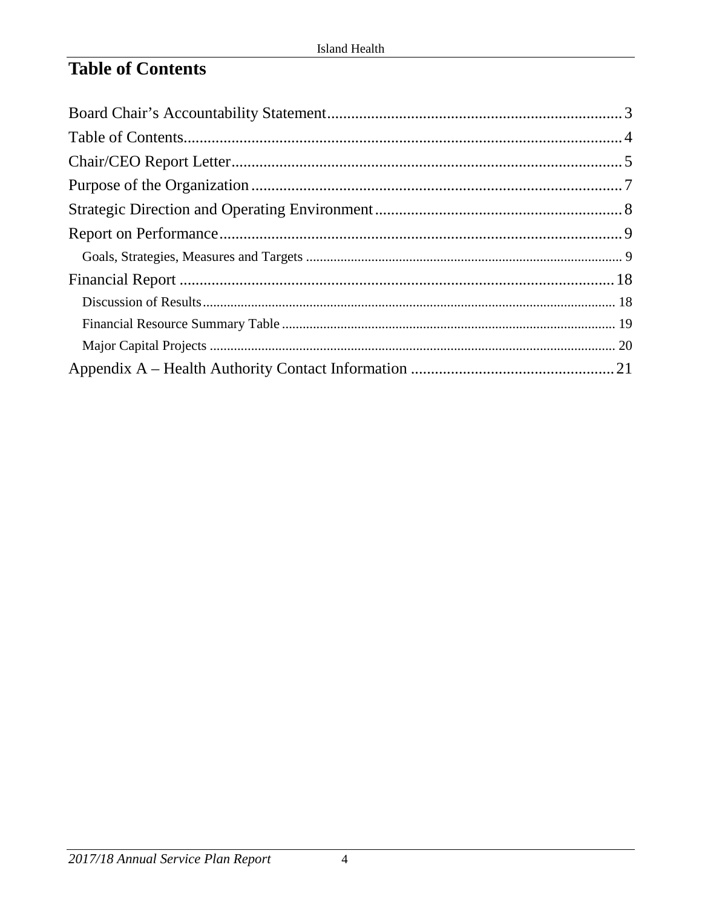# Table of Contents

Board Chair's Accountability Statement.......................................................................... 3

Table of Contents.............................................................................................................. 4

Chair/CEO Report Letter.................................................................................................. 5

Purpose of the Organization............................................................................................. 7

Strategic Direction and Operating Environment.............................................................. 8

Report on Performance..................................................................................................... 9

- Goals, Strategies, Measures and Targets ........................................................................... 9

Financial Report ............................................................................................................. 18

- Discussion of Results....................................................................................................... 18
- Financial Resource Summary Table ................................................................................ 19
- Major Capital Projects ..................................................................................................... 20

Appendix A – Health Authority Contact Information ................................................... 21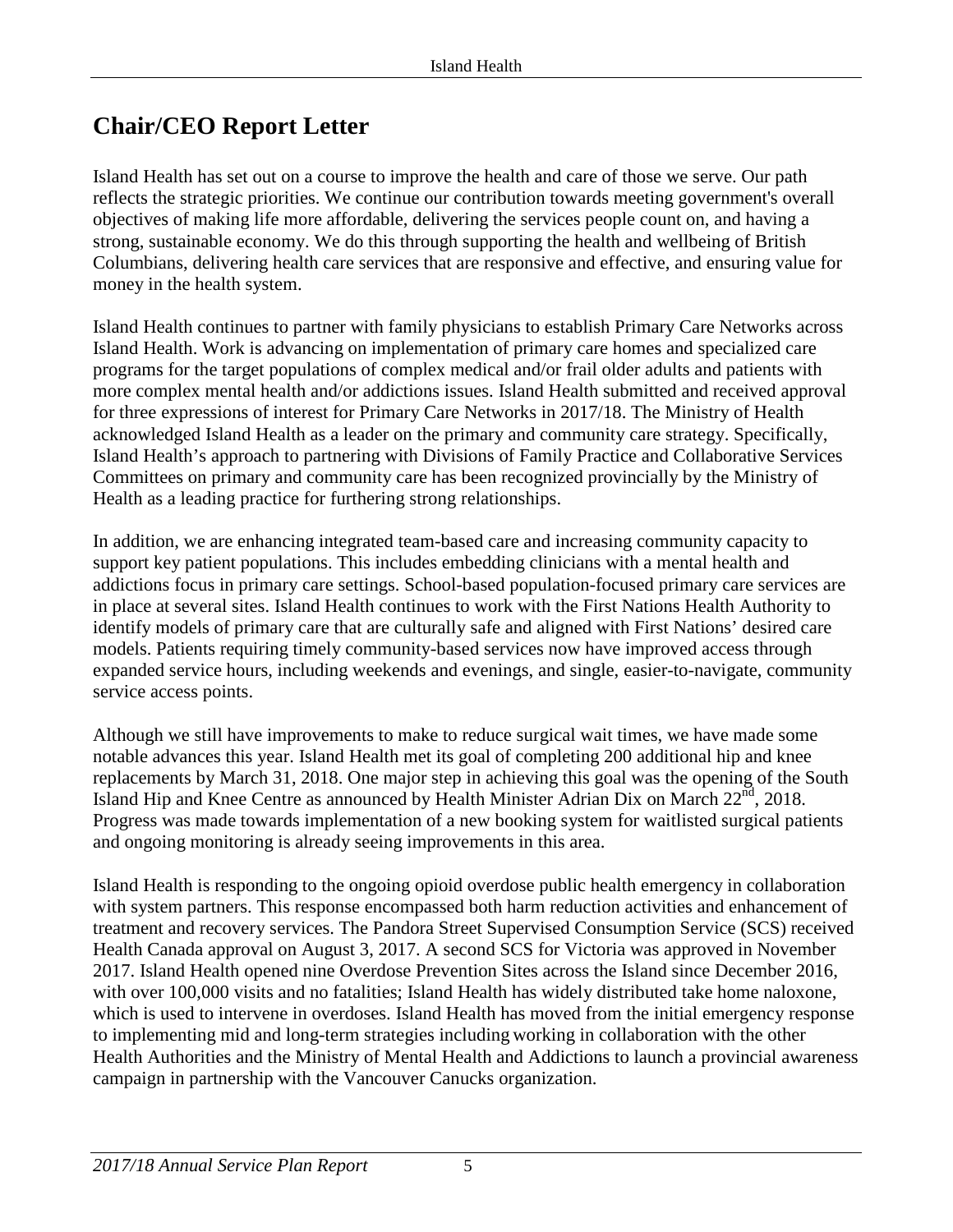# Chair/CEO Report Letter

Island Health has set out on a course to improve the health and care of those we serve. Our path reflects the strategic priorities. We continue our contribution towards meeting government's overall objectives of making life more affordable, delivering the services people count on, and having a strong, sustainable economy. We do this through supporting the health and wellbeing of British Columbians, delivering health care services that are responsive and effective, and ensuring value for money in the health system.

Island Health continues to partner with family physicians to establish Primary Care Networks across Island Health. Work is advancing on implementation of primary care homes and specialized care programs for the target populations of complex medical and/or frail older adults and patients with more complex mental health and/or addictions issues. Island Health submitted and received approval for three expressions of interest for Primary Care Networks in 2017/18. The Ministry of Health acknowledged Island Health as a leader on the primary and community care strategy. Specifically, Island Health's approach to partnering with Divisions of Family Practice and Collaborative Services Committees on primary and community care has been recognized provincially by the Ministry of Health as a leading practice for furthering strong relationships.

In addition, we are enhancing integrated team-based care and increasing community capacity to support key patient populations. This includes embedding clinicians with a mental health and addictions focus in primary care settings. School-based population-focused primary care services are in place at several sites. Island Health continues to work with the First Nations Health Authority to identify models of primary care that are culturally safe and aligned with First Nations' desired care models. Patients requiring timely community-based services now have improved access through expanded service hours, including weekends and evenings, and single, easier-to-navigate, community service access points.

Although we still have improvements to make to reduce surgical wait times, we have made some notable advances this year. Island Health met its goal of completing 200 additional hip and knee replacements by March 31, 2018. One major step in achieving this goal was the opening of the South Island Hip and Knee Centre as announced by Health Minister Adrian Dix on March 22nd, 2018. Progress was made towards implementation of a new booking system for waitlisted surgical patients and ongoing monitoring is already seeing improvements in this area.

Island Health is responding to the ongoing opioid overdose public health emergency in collaboration with system partners. This response encompassed both harm reduction activities and enhancement of treatment and recovery services. The Pandora Street Supervised Consumption Service (SCS) received Health Canada approval on August 3, 2017. A second SCS for Victoria was approved in November 2017. Island Health opened nine Overdose Prevention Sites across the Island since December 2016, with over 100,000 visits and no fatalities; Island Health has widely distributed take home naloxone, which is used to intervene in overdoses. Island Health has moved from the initial emergency response to implementing mid and long-term strategies including working in collaboration with the other Health Authorities and the Ministry of Mental Health and Addictions to launch a provincial awareness campaign in partnership with the Vancouver Canucks organization.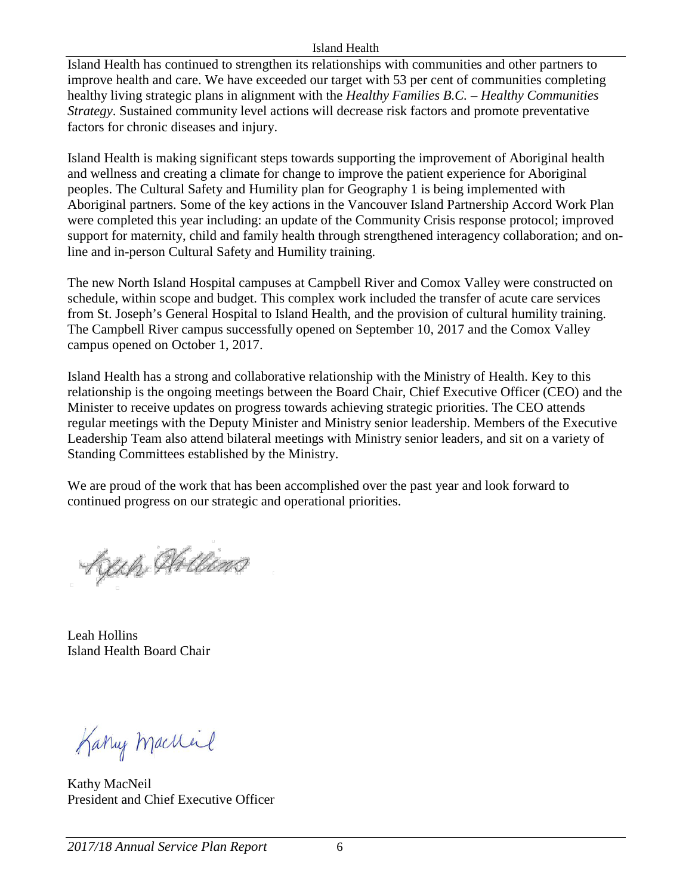Island Health has continued to strengthen its relationships with communities and other partners to improve health and care. We have exceeded our target with 53 per cent of communities completing healthy living strategic plans in alignment with the *Healthy Families B.C. – Healthy Communities Strategy*. Sustained community level actions will decrease risk factors and promote preventative factors for chronic diseases and injury.

Island Health is making significant steps towards supporting the improvement of Aboriginal health and wellness and creating a climate for change to improve the patient experience for Aboriginal peoples. The Cultural Safety and Humility plan for Geography 1 is being implemented with Aboriginal partners. Some of the key actions in the Vancouver Island Partnership Accord Work Plan were completed this year including: an update of the Community Crisis response protocol; improved support for maternity, child and family health through strengthened interagency collaboration; and on-line and in-person Cultural Safety and Humility training.

The new North Island Hospital campuses at Campbell River and Comox Valley were constructed on schedule, within scope and budget. This complex work included the transfer of acute care services from St. Joseph's General Hospital to Island Health, and the provision of cultural humility training. The Campbell River campus successfully opened on September 10, 2017 and the Comox Valley campus opened on October 1, 2017.

Island Health has a strong and collaborative relationship with the Ministry of Health. Key to this relationship is the ongoing meetings between the Board Chair, Chief Executive Officer (CEO) and the Minister to receive updates on progress towards achieving strategic priorities. The CEO attends regular meetings with the Deputy Minister and Ministry senior leadership. Members of the Executive Leadership Team also attend bilateral meetings with Ministry senior leaders, and sit on a variety of Standing Committees established by the Ministry.

We are proud of the work that has been accomplished over the past year and look forward to continued progress on our strategic and operational priorities.

Leah Hollins
Island Health Board Chair

Kathy MacNeil
President and Chief Executive Officer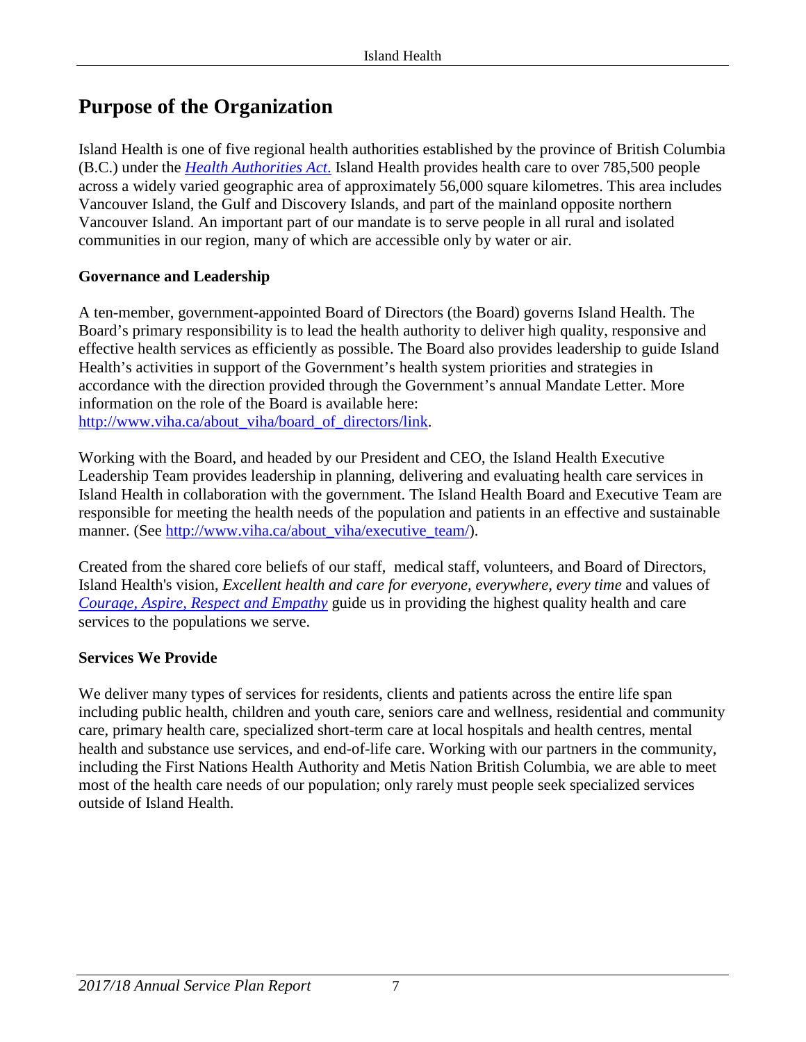# Purpose of the Organization

Island Health is one of five regional health authorities established by the province of British Columbia (B.C.) under the [*Health Authorities Act.*](#) Island Health provides health care to over 785,500 people across a widely varied geographic area of approximately 56,000 square kilometres. This area includes Vancouver Island, the Gulf and Discovery Islands, and part of the mainland opposite northern Vancouver Island. An important part of our mandate is to serve people in all rural and isolated communities in our region, many of which are accessible only by water or air.

**Governance and Leadership**

A ten-member, government-appointed Board of Directors (the Board) governs Island Health. The Board's primary responsibility is to lead the health authority to deliver high quality, responsive and effective health services as efficiently as possible. The Board also provides leadership to guide Island Health's activities in support of the Government's health system priorities and strategies in accordance with the direction provided through the Government's annual Mandate Letter. More information on the role of the Board is available here: http://www.viha.ca/about_viha/board_of_directors/link.

Working with the Board, and headed by our President and CEO, the Island Health Executive Leadership Team provides leadership in planning, delivering and evaluating health care services in Island Health in collaboration with the government. The Island Health Board and Executive Team are responsible for meeting the health needs of the population and patients in an effective and sustainable manner. (See http://www.viha.ca/about_viha/executive_team/).

Created from the shared core beliefs of our staff, medical staff, volunteers, and Board of Directors, Island Health's vision, *Excellent health and care for everyone, everywhere, every time* and values of [*Courage, Aspire, Respect and Empathy*](#) guide us in providing the highest quality health and care services to the populations we serve.

**Services We Provide**

We deliver many types of services for residents, clients and patients across the entire life span including public health, children and youth care, seniors care and wellness, residential and community care, primary health care, specialized short-term care at local hospitals and health centres, mental health and substance use services, and end-of-life care. Working with our partners in the community, including the First Nations Health Authority and Metis Nation British Columbia, we are able to meet most of the health care needs of our population; only rarely must people seek specialized services outside of Island Health.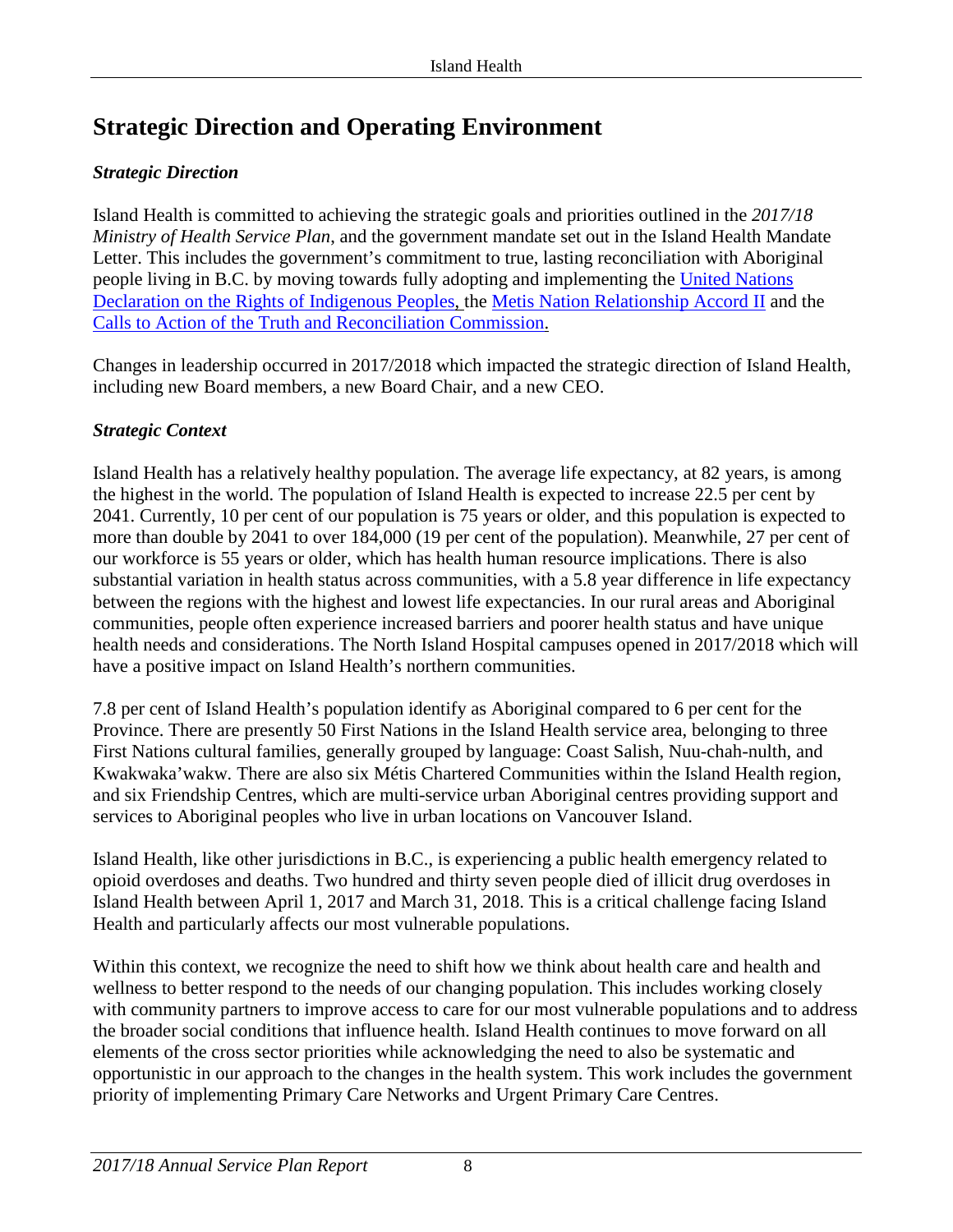# Strategic Direction and Operating Environment

## *Strategic Direction*

Island Health is committed to achieving the strategic goals and priorities outlined in the *2017/18 Ministry of Health Service Plan*, and the government mandate set out in the Island Health Mandate Letter. This includes the government's commitment to true, lasting reconciliation with Aboriginal people living in B.C. by moving towards fully adopting and implementing the United Nations Declaration on the Rights of Indigenous Peoples, the Metis Nation Relationship Accord II and the Calls to Action of the Truth and Reconciliation Commission.

Changes in leadership occurred in 2017/2018 which impacted the strategic direction of Island Health, including new Board members, a new Board Chair, and a new CEO.

## *Strategic Context*

Island Health has a relatively healthy population. The average life expectancy, at 82 years, is among the highest in the world. The population of Island Health is expected to increase 22.5 per cent by 2041. Currently, 10 per cent of our population is 75 years or older, and this population is expected to more than double by 2041 to over 184,000 (19 per cent of the population). Meanwhile, 27 per cent of our workforce is 55 years or older, which has health human resource implications. There is also substantial variation in health status across communities, with a 5.8 year difference in life expectancy between the regions with the highest and lowest life expectancies. In our rural areas and Aboriginal communities, people often experience increased barriers and poorer health status and have unique health needs and considerations. The North Island Hospital campuses opened in 2017/2018 which will have a positive impact on Island Health's northern communities.

7.8 per cent of Island Health's population identify as Aboriginal compared to 6 per cent for the Province. There are presently 50 First Nations in the Island Health service area, belonging to three First Nations cultural families, generally grouped by language: Coast Salish, Nuu-chah-nulth, and Kwakwaka'wakw. There are also six Métis Chartered Communities within the Island Health region, and six Friendship Centres, which are multi-service urban Aboriginal centres providing support and services to Aboriginal peoples who live in urban locations on Vancouver Island.

Island Health, like other jurisdictions in B.C., is experiencing a public health emergency related to opioid overdoses and deaths. Two hundred and thirty seven people died of illicit drug overdoses in Island Health between April 1, 2017 and March 31, 2018. This is a critical challenge facing Island Health and particularly affects our most vulnerable populations.

Within this context, we recognize the need to shift how we think about health care and health and wellness to better respond to the needs of our changing population. This includes working closely with community partners to improve access to care for our most vulnerable populations and to address the broader social conditions that influence health. Island Health continues to move forward on all elements of the cross sector priorities while acknowledging the need to also be systematic and opportunistic in our approach to the changes in the health system. This work includes the government priority of implementing Primary Care Networks and Urgent Primary Care Centres.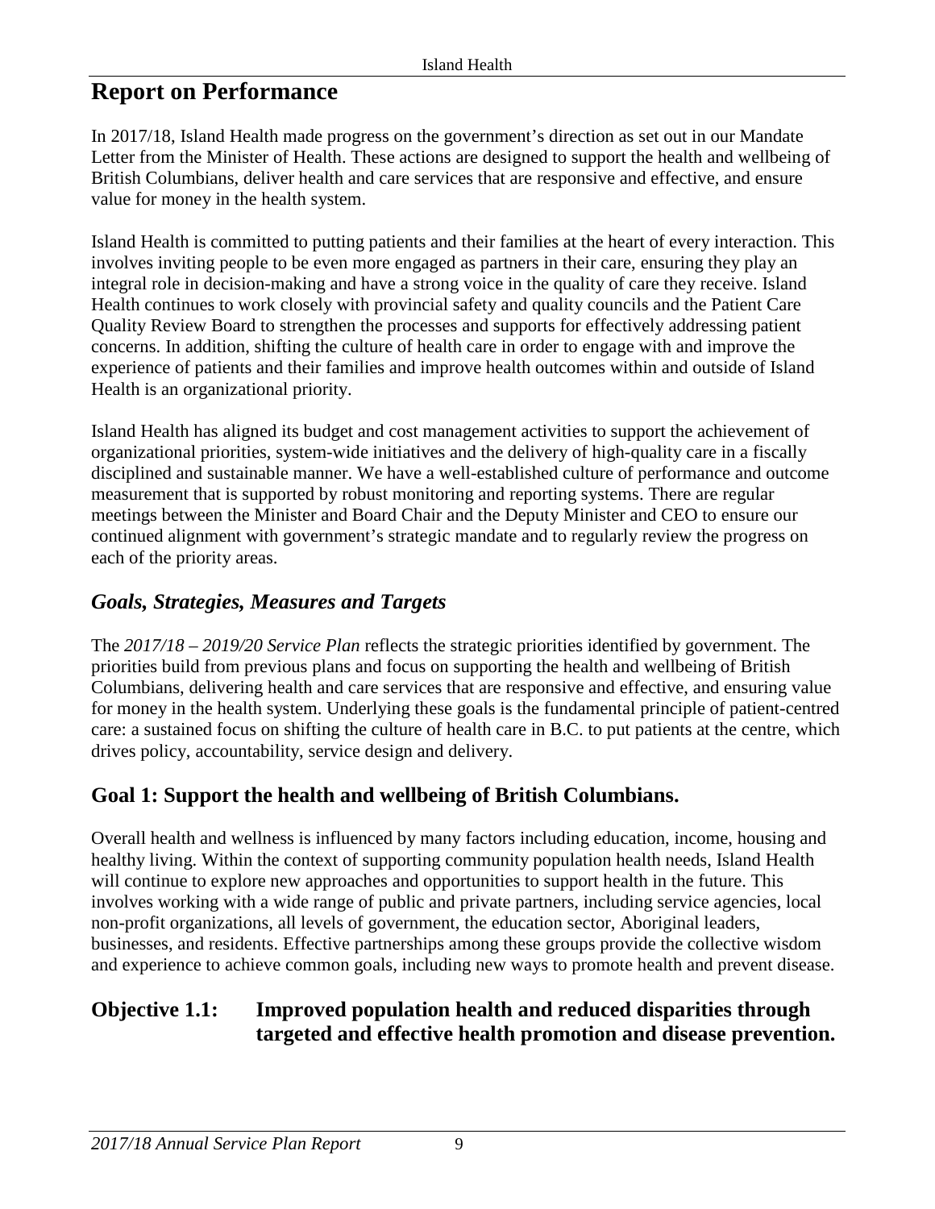# Report on Performance

In 2017/18, Island Health made progress on the government's direction as set out in our Mandate Letter from the Minister of Health. These actions are designed to support the health and wellbeing of British Columbians, deliver health and care services that are responsive and effective, and ensure value for money in the health system.

Island Health is committed to putting patients and their families at the heart of every interaction. This involves inviting people to be even more engaged as partners in their care, ensuring they play an integral role in decision-making and have a strong voice in the quality of care they receive. Island Health continues to work closely with provincial safety and quality councils and the Patient Care Quality Review Board to strengthen the processes and supports for effectively addressing patient concerns. In addition, shifting the culture of health care in order to engage with and improve the experience of patients and their families and improve health outcomes within and outside of Island Health is an organizational priority.

Island Health has aligned its budget and cost management activities to support the achievement of organizational priorities, system-wide initiatives and the delivery of high-quality care in a fiscally disciplined and sustainable manner. We have a well-established culture of performance and outcome measurement that is supported by robust monitoring and reporting systems. There are regular meetings between the Minister and Board Chair and the Deputy Minister and CEO to ensure our continued alignment with government's strategic mandate and to regularly review the progress on each of the priority areas.

## *Goals, Strategies, Measures and Targets*

The *2017/18 – 2019/20 Service Plan* reflects the strategic priorities identified by government. The priorities build from previous plans and focus on supporting the health and wellbeing of British Columbians, delivering health and care services that are responsive and effective, and ensuring value for money in the health system. Underlying these goals is the fundamental principle of patient-centred care: a sustained focus on shifting the culture of health care in B.C. to put patients at the centre, which drives policy, accountability, service design and delivery.

## Goal 1: Support the health and wellbeing of British Columbians.

Overall health and wellness is influenced by many factors including education, income, housing and healthy living. Within the context of supporting community population health needs, Island Health will continue to explore new approaches and opportunities to support health in the future. This involves working with a wide range of public and private partners, including service agencies, local non-profit organizations, all levels of government, the education sector, Aboriginal leaders, businesses, and residents. Effective partnerships among these groups provide the collective wisdom and experience to achieve common goals, including new ways to promote health and prevent disease.

### Objective 1.1: Improved population health and reduced disparities through targeted and effective health promotion and disease prevention.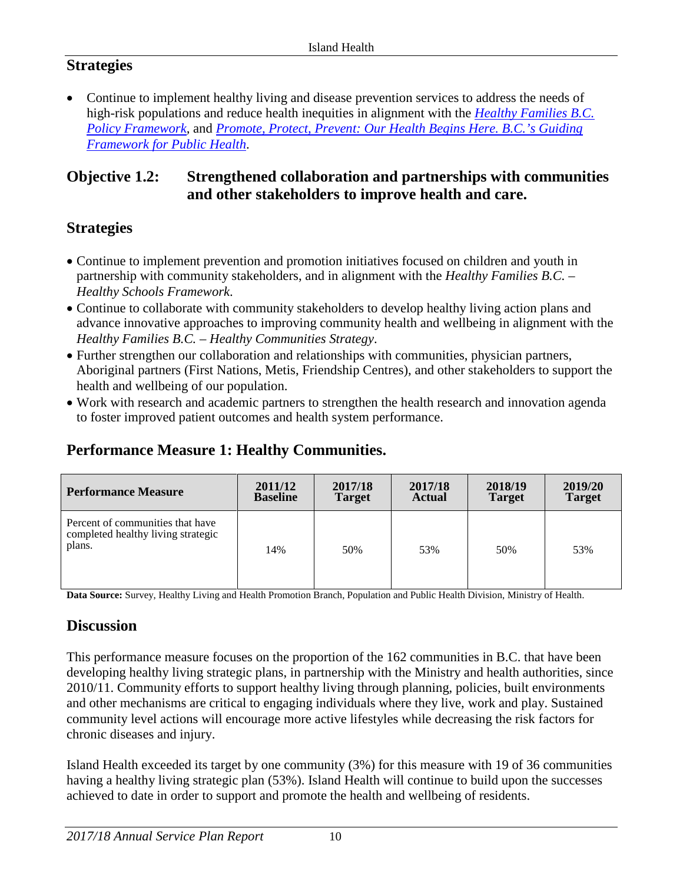## Strategies

- Continue to implement healthy living and disease prevention services to address the needs of high-risk populations and reduce health inequities in alignment with the *[Healthy Families B.C. Policy Framework](#)*, and *[Promote, Protect, Prevent: Our Health Begins Here. B.C.'s Guiding Framework for Public Health](#)*.

## Objective 1.2: Strengthened collaboration and partnerships with communities and other stakeholders to improve health and care.

## Strategies

- Continue to implement prevention and promotion initiatives focused on children and youth in partnership with community stakeholders, and in alignment with the *Healthy Families B.C. – Healthy Schools Framework*.
- Continue to collaborate with community stakeholders to develop healthy living action plans and advance innovative approaches to improving community health and wellbeing in alignment with the *Healthy Families B.C. – Healthy Communities Strategy*.
- Further strengthen our collaboration and relationships with communities, physician partners, Aboriginal partners (First Nations, Metis, Friendship Centres), and other stakeholders to support the health and wellbeing of our population.
- Work with research and academic partners to strengthen the health research and innovation agenda to foster improved patient outcomes and health system performance.

## Performance Measure 1: Healthy Communities.

| Performance Measure | 2011/12 Baseline | 2017/18 Target | 2017/18 Actual | 2018/19 Target | 2019/20 Target |
|---|---|---|---|---|---|
| Percent of communities that have completed healthy living strategic plans. | 14% | 50% | 53% | 50% | 53% |

**Data Source:** Survey, Healthy Living and Health Promotion Branch, Population and Public Health Division, Ministry of Health.

## Discussion

This performance measure focuses on the proportion of the 162 communities in B.C. that have been developing healthy living strategic plans, in partnership with the Ministry and health authorities, since 2010/11. Community efforts to support healthy living through planning, policies, built environments and other mechanisms are critical to engaging individuals where they live, work and play. Sustained community level actions will encourage more active lifestyles while decreasing the risk factors for chronic diseases and injury.

Island Health exceeded its target by one community (3%) for this measure with 19 of 36 communities having a healthy living strategic plan (53%). Island Health will continue to build upon the successes achieved to date in order to support and promote the health and wellbeing of residents.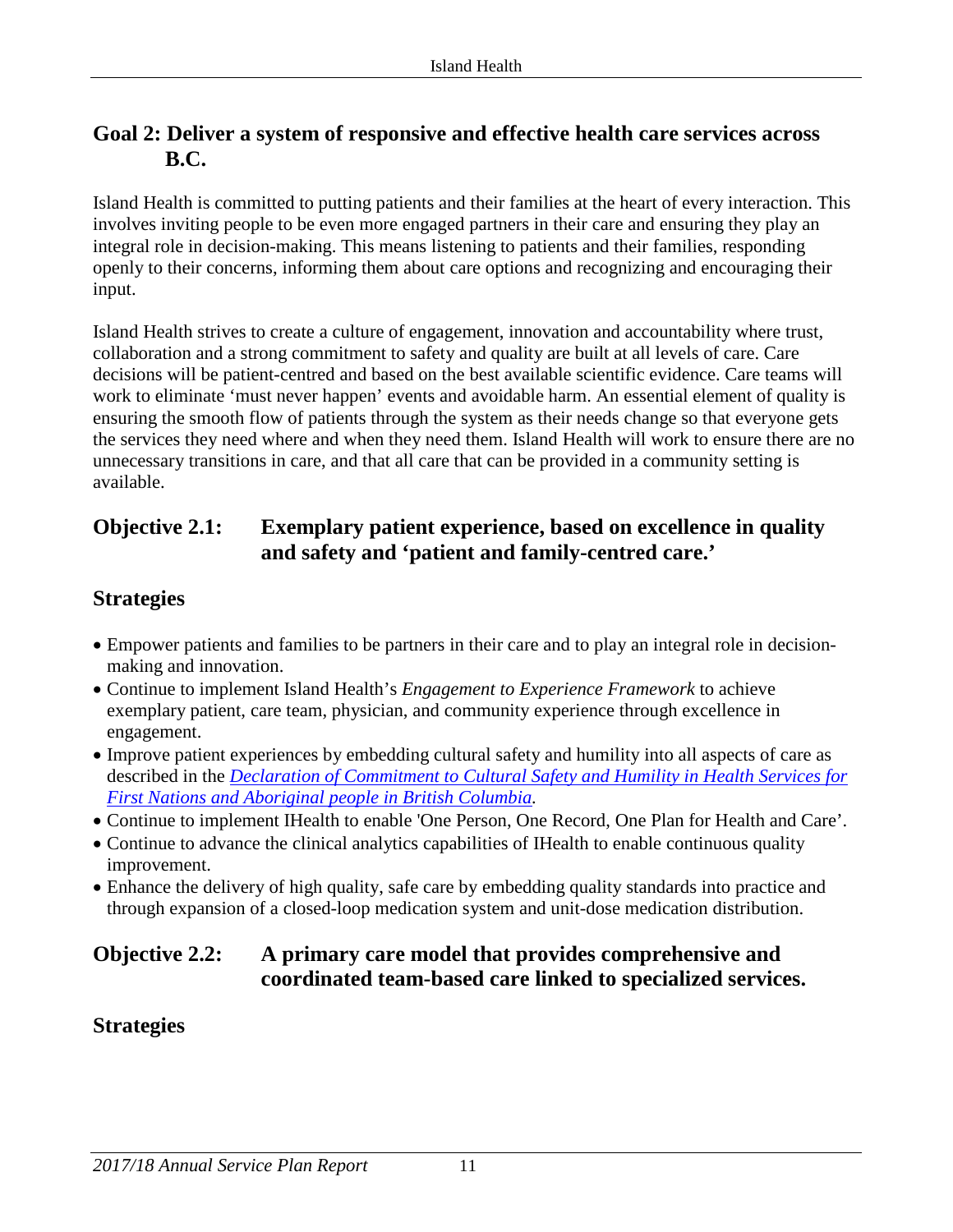## Goal 2: Deliver a system of responsive and effective health care services across B.C.

Island Health is committed to putting patients and their families at the heart of every interaction. This involves inviting people to be even more engaged partners in their care and ensuring they play an integral role in decision-making. This means listening to patients and their families, responding openly to their concerns, informing them about care options and recognizing and encouraging their input.

Island Health strives to create a culture of engagement, innovation and accountability where trust, collaboration and a strong commitment to safety and quality are built at all levels of care. Care decisions will be patient-centred and based on the best available scientific evidence. Care teams will work to eliminate 'must never happen' events and avoidable harm. An essential element of quality is ensuring the smooth flow of patients through the system as their needs change so that everyone gets the services they need where and when they need them. Island Health will work to ensure there are no unnecessary transitions in care, and that all care that can be provided in a community setting is available.

### Objective 2.1: Exemplary patient experience, based on excellence in quality and safety and 'patient and family-centred care.'

### Strategies

- Empower patients and families to be partners in their care and to play an integral role in decision-making and innovation.
- Continue to implement Island Health's *Engagement to Experience Framework* to achieve exemplary patient, care team, physician, and community experience through excellence in engagement.
- Improve patient experiences by embedding cultural safety and humility into all aspects of care as described in the *Declaration of Commitment to Cultural Safety and Humility in Health Services for First Nations and Aboriginal people in British Columbia*.
- Continue to implement IHealth to enable 'One Person, One Record, One Plan for Health and Care'.
- Continue to advance the clinical analytics capabilities of IHealth to enable continuous quality improvement.
- Enhance the delivery of high quality, safe care by embedding quality standards into practice and through expansion of a closed-loop medication system and unit-dose medication distribution.

### Objective 2.2: A primary care model that provides comprehensive and coordinated team-based care linked to specialized services.

### Strategies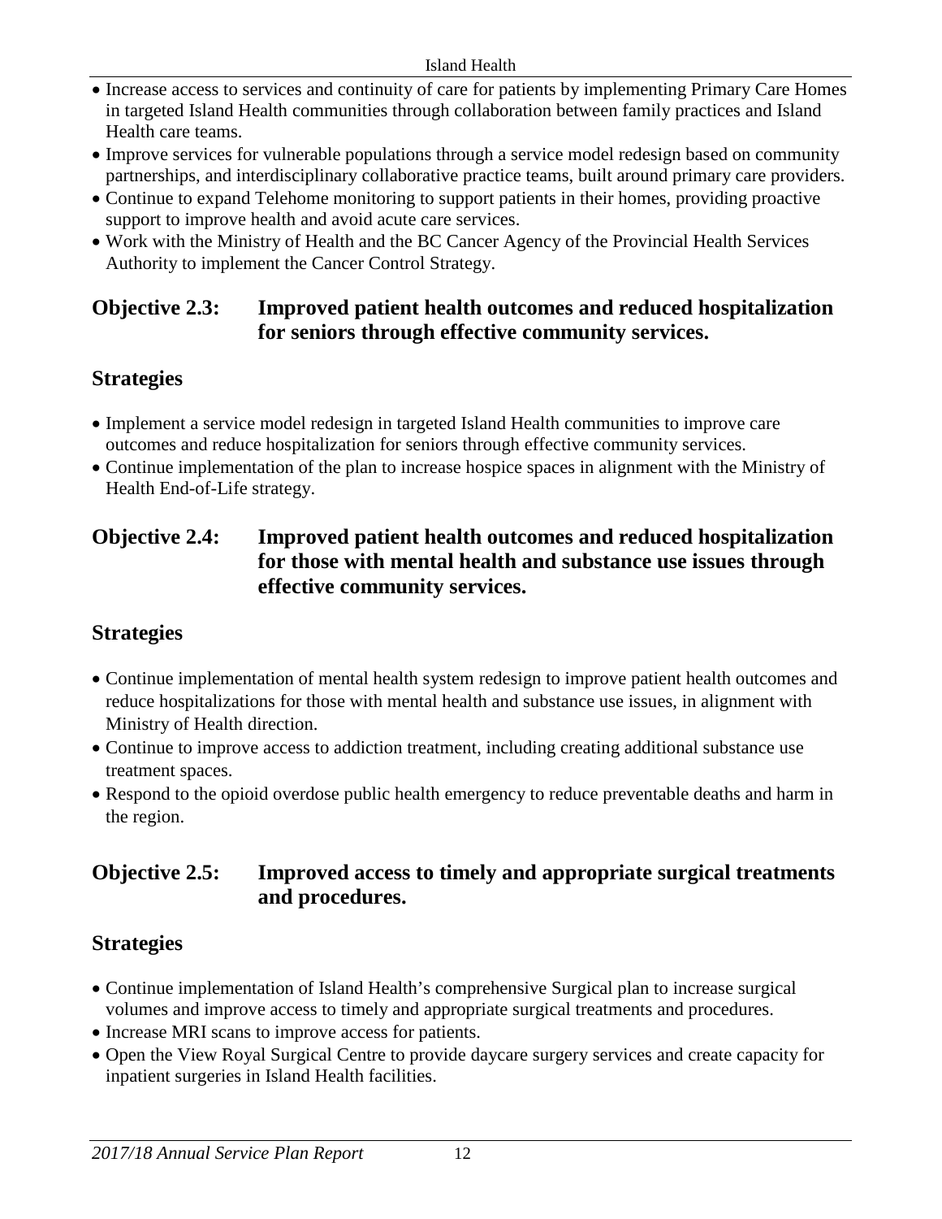- Increase access to services and continuity of care for patients by implementing Primary Care Homes in targeted Island Health communities through collaboration between family practices and Island Health care teams.
- Improve services for vulnerable populations through a service model redesign based on community partnerships, and interdisciplinary collaborative practice teams, built around primary care providers.
- Continue to expand Telehome monitoring to support patients in their homes, providing proactive support to improve health and avoid acute care services.
- Work with the Ministry of Health and the BC Cancer Agency of the Provincial Health Services Authority to implement the Cancer Control Strategy.

## Objective 2.3: Improved patient health outcomes and reduced hospitalization for seniors through effective community services.

### Strategies

- Implement a service model redesign in targeted Island Health communities to improve care outcomes and reduce hospitalization for seniors through effective community services.
- Continue implementation of the plan to increase hospice spaces in alignment with the Ministry of Health End-of-Life strategy.

## Objective 2.4: Improved patient health outcomes and reduced hospitalization for those with mental health and substance use issues through effective community services.

### Strategies

- Continue implementation of mental health system redesign to improve patient health outcomes and reduce hospitalizations for those with mental health and substance use issues, in alignment with Ministry of Health direction.
- Continue to improve access to addiction treatment, including creating additional substance use treatment spaces.
- Respond to the opioid overdose public health emergency to reduce preventable deaths and harm in the region.

## Objective 2.5: Improved access to timely and appropriate surgical treatments and procedures.

### Strategies

- Continue implementation of Island Health's comprehensive Surgical plan to increase surgical volumes and improve access to timely and appropriate surgical treatments and procedures.
- Increase MRI scans to improve access for patients.
- Open the View Royal Surgical Centre to provide daycare surgery services and create capacity for inpatient surgeries in Island Health facilities.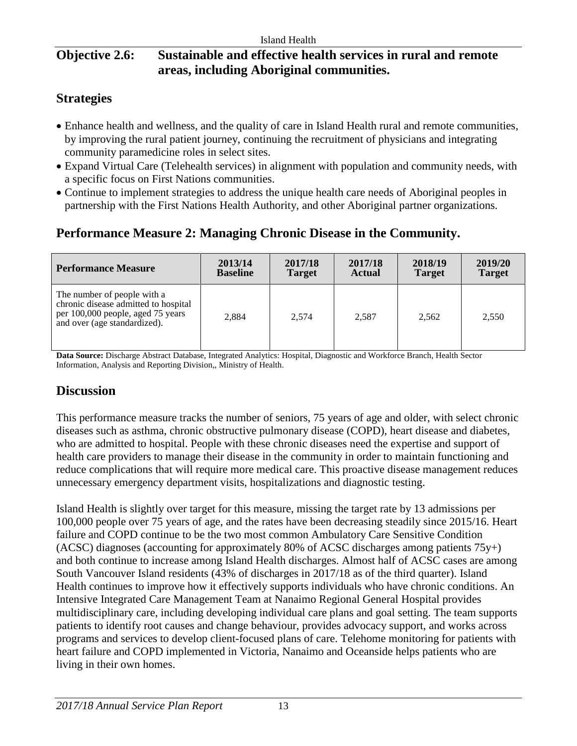## Objective 2.6: Sustainable and effective health services in rural and remote areas, including Aboriginal communities.

### Strategies

- Enhance health and wellness, and the quality of care in Island Health rural and remote communities, by improving the rural patient journey, continuing the recruitment of physicians and integrating community paramedicine roles in select sites.
- Expand Virtual Care (Telehealth services) in alignment with population and community needs, with a specific focus on First Nations communities.
- Continue to implement strategies to address the unique health care needs of Aboriginal peoples in partnership with the First Nations Health Authority, and other Aboriginal partner organizations.

### Performance Measure 2: Managing Chronic Disease in the Community.

| Performance Measure | 2013/14 Baseline | 2017/18 Target | 2017/18 Actual | 2018/19 Target | 2019/20 Target |
|---|---|---|---|---|---|
| The number of people with a chronic disease admitted to hospital per 100,000 people, aged 75 years and over (age standardized). | 2,884 | 2,574 | 2,587 | 2,562 | 2,550 |

**Data Source:** Discharge Abstract Database, Integrated Analytics: Hospital, Diagnostic and Workforce Branch, Health Sector Information, Analysis and Reporting Division,, Ministry of Health.

### Discussion

This performance measure tracks the number of seniors, 75 years of age and older, with select chronic diseases such as asthma, chronic obstructive pulmonary disease (COPD), heart disease and diabetes, who are admitted to hospital. People with these chronic diseases need the expertise and support of health care providers to manage their disease in the community in order to maintain functioning and reduce complications that will require more medical care. This proactive disease management reduces unnecessary emergency department visits, hospitalizations and diagnostic testing.

Island Health is slightly over target for this measure, missing the target rate by 13 admissions per 100,000 people over 75 years of age, and the rates have been decreasing steadily since 2015/16. Heart failure and COPD continue to be the two most common Ambulatory Care Sensitive Condition (ACSC) diagnoses (accounting for approximately 80% of ACSC discharges among patients 75y+) and both continue to increase among Island Health discharges. Almost half of ACSC cases are among South Vancouver Island residents (43% of discharges in 2017/18 as of the third quarter). Island Health continues to improve how it effectively supports individuals who have chronic conditions. An Intensive Integrated Care Management Team at Nanaimo Regional General Hospital provides multidisciplinary care, including developing individual care plans and goal setting. The team supports patients to identify root causes and change behaviour, provides advocacy support, and works across programs and services to develop client-focused plans of care. Telehome monitoring for patients with heart failure and COPD implemented in Victoria, Nanaimo and Oceanside helps patients who are living in their own homes.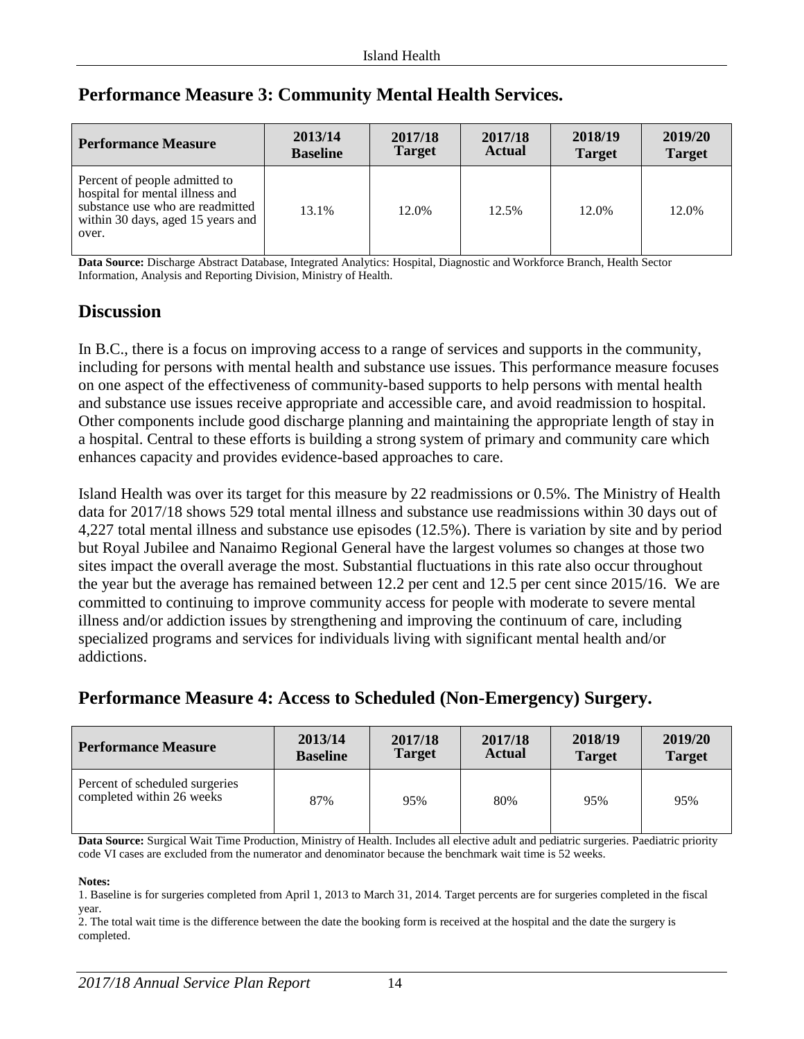## Performance Measure 3: Community Mental Health Services.

| Performance Measure | 2013/14 Baseline | 2017/18 Target | 2017/18 Actual | 2018/19 Target | 2019/20 Target |
|---|---|---|---|---|---|
| Percent of people admitted to hospital for mental illness and substance use who are readmitted within 30 days, aged 15 years and over. | 13.1% | 12.0% | 12.5% | 12.0% | 12.0% |

**Data Source:** Discharge Abstract Database, Integrated Analytics: Hospital, Diagnostic and Workforce Branch, Health Sector Information, Analysis and Reporting Division, Ministry of Health.

## Discussion

In B.C., there is a focus on improving access to a range of services and supports in the community, including for persons with mental health and substance use issues. This performance measure focuses on one aspect of the effectiveness of community-based supports to help persons with mental health and substance use issues receive appropriate and accessible care, and avoid readmission to hospital. Other components include good discharge planning and maintaining the appropriate length of stay in a hospital. Central to these efforts is building a strong system of primary and community care which enhances capacity and provides evidence-based approaches to care.

Island Health was over its target for this measure by 22 readmissions or 0.5%. The Ministry of Health data for 2017/18 shows 529 total mental illness and substance use readmissions within 30 days out of 4,227 total mental illness and substance use episodes (12.5%). There is variation by site and by period but Royal Jubilee and Nanaimo Regional General have the largest volumes so changes at those two sites impact the overall average the most. Substantial fluctuations in this rate also occur throughout the year but the average has remained between 12.2 per cent and 12.5 per cent since 2015/16. We are committed to continuing to improve community access for people with moderate to severe mental illness and/or addiction issues by strengthening and improving the continuum of care, including specialized programs and services for individuals living with significant mental health and/or addictions.

## Performance Measure 4: Access to Scheduled (Non-Emergency) Surgery.

| Performance Measure | 2013/14 Baseline | 2017/18 Target | 2017/18 Actual | 2018/19 Target | 2019/20 Target |
|---|---|---|---|---|---|
| Percent of scheduled surgeries completed within 26 weeks | 87% | 95% | 80% | 95% | 95% |

**Data Source:** Surgical Wait Time Production, Ministry of Health. Includes all elective adult and pediatric surgeries. Paediatric priority code VI cases are excluded from the numerator and denominator because the benchmark wait time is 52 weeks.

**Notes:**

1. Baseline is for surgeries completed from April 1, 2013 to March 31, 2014. Target percents are for surgeries completed in the fiscal year.
2. The total wait time is the difference between the date the booking form is received at the hospital and the date the surgery is completed.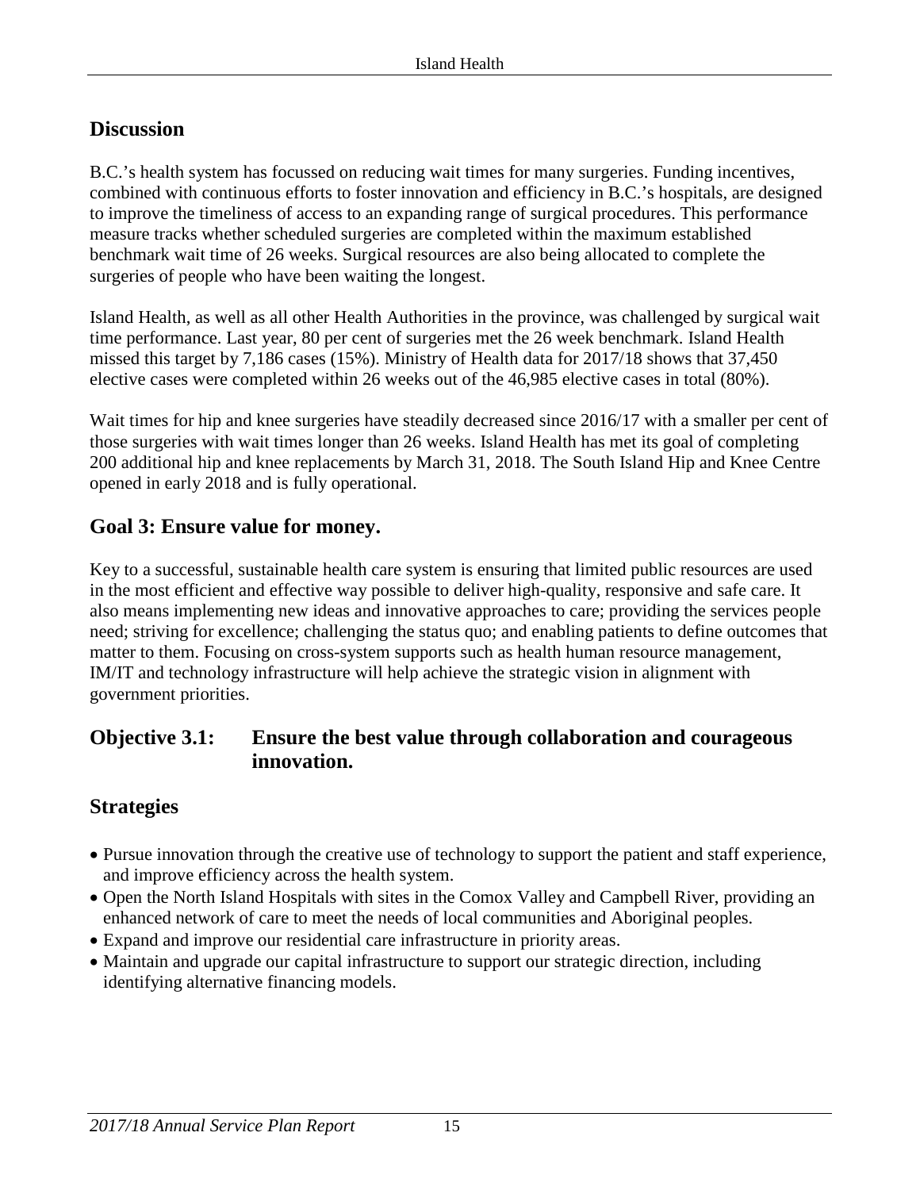## Discussion

B.C.'s health system has focussed on reducing wait times for many surgeries. Funding incentives, combined with continuous efforts to foster innovation and efficiency in B.C.'s hospitals, are designed to improve the timeliness of access to an expanding range of surgical procedures. This performance measure tracks whether scheduled surgeries are completed within the maximum established benchmark wait time of 26 weeks. Surgical resources are also being allocated to complete the surgeries of people who have been waiting the longest.

Island Health, as well as all other Health Authorities in the province, was challenged by surgical wait time performance. Last year, 80 per cent of surgeries met the 26 week benchmark. Island Health missed this target by 7,186 cases (15%). Ministry of Health data for 2017/18 shows that 37,450 elective cases were completed within 26 weeks out of the 46,985 elective cases in total (80%).

Wait times for hip and knee surgeries have steadily decreased since 2016/17 with a smaller per cent of those surgeries with wait times longer than 26 weeks. Island Health has met its goal of completing 200 additional hip and knee replacements by March 31, 2018. The South Island Hip and Knee Centre opened in early 2018 and is fully operational.

## Goal 3: Ensure value for money.

Key to a successful, sustainable health care system is ensuring that limited public resources are used in the most efficient and effective way possible to deliver high-quality, responsive and safe care. It also means implementing new ideas and innovative approaches to care; providing the services people need; striving for excellence; challenging the status quo; and enabling patients to define outcomes that matter to them. Focusing on cross-system supports such as health human resource management, IM/IT and technology infrastructure will help achieve the strategic vision in alignment with government priorities.

### Objective 3.1: Ensure the best value through collaboration and courageous innovation.

## Strategies

- Pursue innovation through the creative use of technology to support the patient and staff experience, and improve efficiency across the health system.
- Open the North Island Hospitals with sites in the Comox Valley and Campbell River, providing an enhanced network of care to meet the needs of local communities and Aboriginal peoples.
- Expand and improve our residential care infrastructure in priority areas.
- Maintain and upgrade our capital infrastructure to support our strategic direction, including identifying alternative financing models.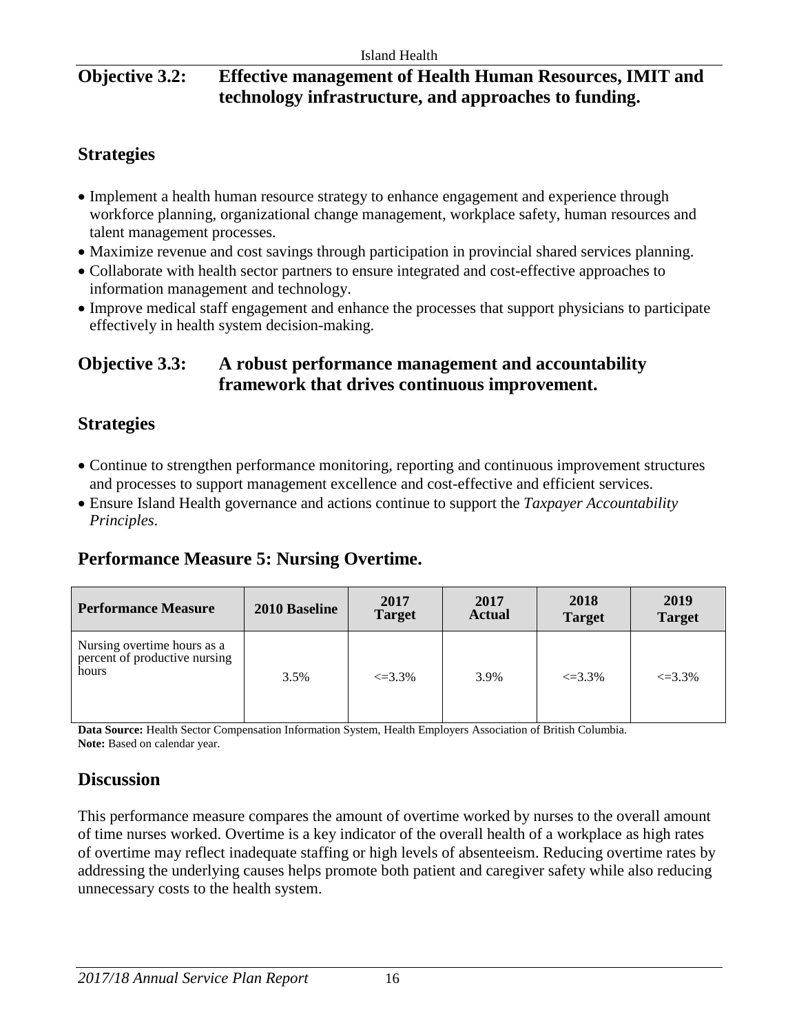## Objective 3.2: Effective management of Health Human Resources, IMIT and technology infrastructure, and approaches to funding.

### Strategies

- Implement a health human resource strategy to enhance engagement and experience through workforce planning, organizational change management, workplace safety, human resources and talent management processes.
- Maximize revenue and cost savings through participation in provincial shared services planning.
- Collaborate with health sector partners to ensure integrated and cost-effective approaches to information management and technology.
- Improve medical staff engagement and enhance the processes that support physicians to participate effectively in health system decision-making.

## Objective 3.3: A robust performance management and accountability framework that drives continuous improvement.

### Strategies

- Continue to strengthen performance monitoring, reporting and continuous improvement structures and processes to support management excellence and cost-effective and efficient services.
- Ensure Island Health governance and actions continue to support the *Taxpayer Accountability Principles*.

### Performance Measure 5: Nursing Overtime.

| Performance Measure | 2010 Baseline | 2017 Target | 2017 Actual | 2018 Target | 2019 Target |
|---|---|---|---|---|---|
| Nursing overtime hours as a percent of productive nursing hours | 3.5% | <=3.3% | 3.9% | <=3.3% | <=3.3% |

**Data Source:** Health Sector Compensation Information System, Health Employers Association of British Columbia.
**Note:** Based on calendar year.

### Discussion

This performance measure compares the amount of overtime worked by nurses to the overall amount of time nurses worked. Overtime is a key indicator of the overall health of a workplace as high rates of overtime may reflect inadequate staffing or high levels of absenteeism. Reducing overtime rates by addressing the underlying causes helps promote both patient and caregiver safety while also reducing unnecessary costs to the health system.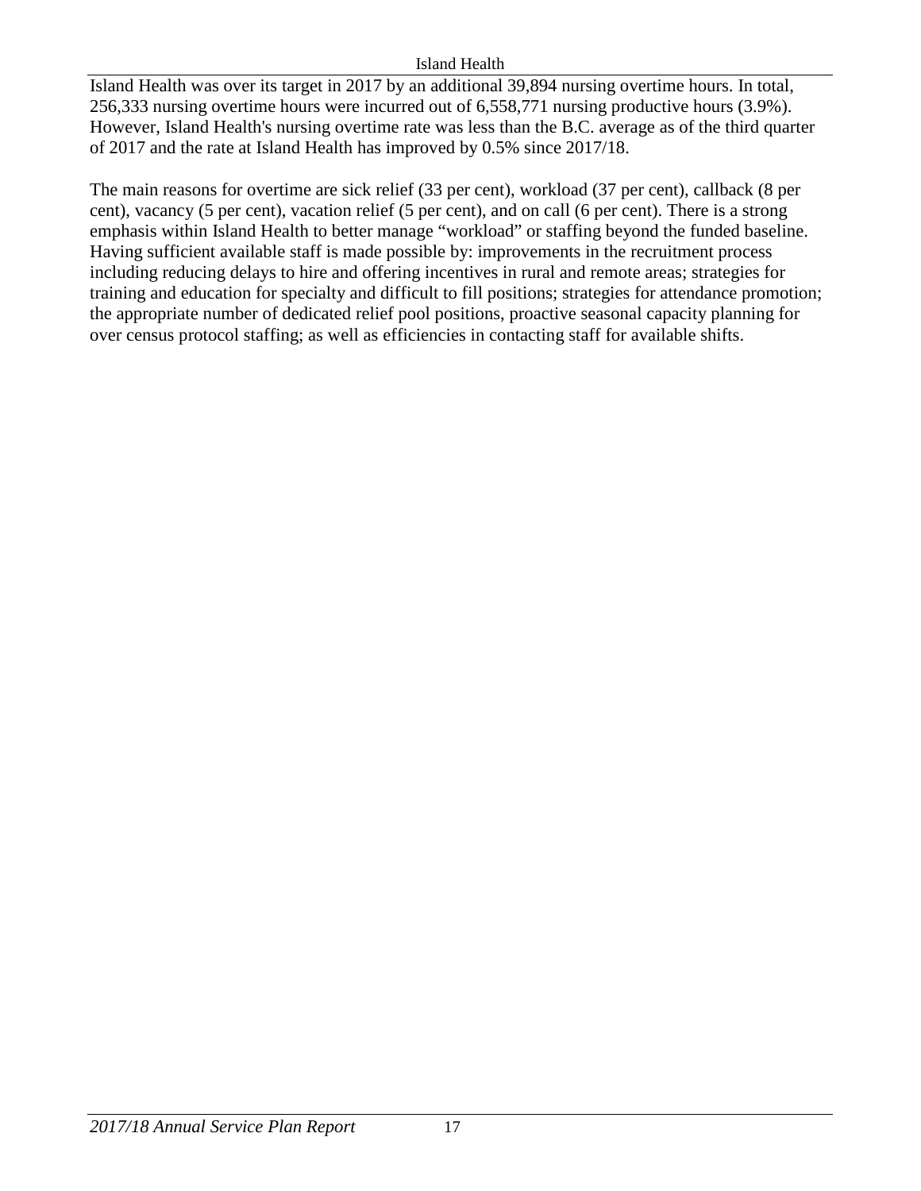Island Health was over its target in 2017 by an additional 39,894 nursing overtime hours. In total, 256,333 nursing overtime hours were incurred out of 6,558,771 nursing productive hours (3.9%). However, Island Health's nursing overtime rate was less than the B.C. average as of the third quarter of 2017 and the rate at Island Health has improved by 0.5% since 2017/18.

The main reasons for overtime are sick relief (33 per cent), workload (37 per cent), callback (8 per cent), vacancy (5 per cent), vacation relief (5 per cent), and on call (6 per cent). There is a strong emphasis within Island Health to better manage "workload" or staffing beyond the funded baseline. Having sufficient available staff is made possible by: improvements in the recruitment process including reducing delays to hire and offering incentives in rural and remote areas; strategies for training and education for specialty and difficult to fill positions; strategies for attendance promotion; the appropriate number of dedicated relief pool positions, proactive seasonal capacity planning for over census protocol staffing; as well as efficiencies in contacting staff for available shifts.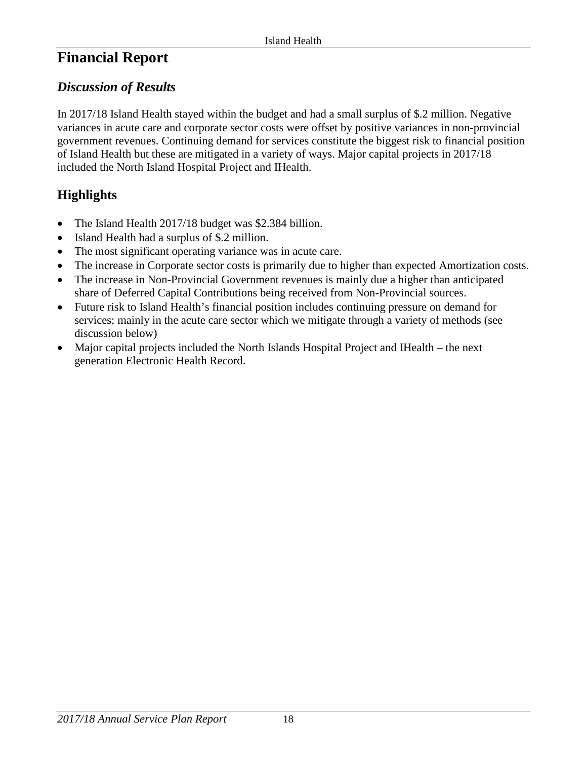# Financial Report

## *Discussion of Results*

In 2017/18 Island Health stayed within the budget and had a small surplus of $.2 million. Negative variances in acute care and corporate sector costs were offset by positive variances in non-provincial government revenues. Continuing demand for services constitute the biggest risk to financial position of Island Health but these are mitigated in a variety of ways. Major capital projects in 2017/18 included the North Island Hospital Project and IHealth.

## Highlights

- The Island Health 2017/18 budget was $2.384 billion.
- Island Health had a surplus of $.2 million.
- The most significant operating variance was in acute care.
- The increase in Corporate sector costs is primarily due to higher than expected Amortization costs.
- The increase in Non-Provincial Government revenues is mainly due a higher than anticipated share of Deferred Capital Contributions being received from Non-Provincial sources.
- Future risk to Island Health's financial position includes continuing pressure on demand for services; mainly in the acute care sector which we mitigate through a variety of methods (see discussion below)
- Major capital projects included the North Islands Hospital Project and IHealth – the next generation Electronic Health Record.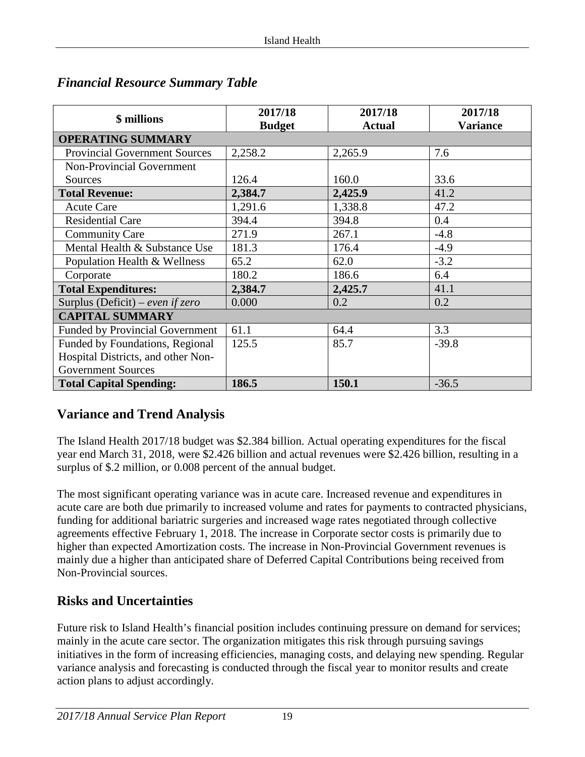## *Financial Resource Summary Table*

| $ millions | 2017/18 Budget | 2017/18 Actual | 2017/18 Variance |
|---|---|---|---|
| **OPERATING SUMMARY** | | | |
| Provincial Government Sources | 2,258.2 | 2,265.9 | 7.6 |
| Non-Provincial Government Sources | 126.4 | 160.0 | 33.6 |
| **Total Revenue:** | **2,384.7** | **2,425.9** | 41.2 |
| Acute Care | 1,291.6 | 1,338.8 | 47.2 |
| Residential Care | 394.4 | 394.8 | 0.4 |
| Community Care | 271.9 | 267.1 | -4.8 |
| Mental Health & Substance Use | 181.3 | 176.4 | -4.9 |
| Population Health & Wellness | 65.2 | 62.0 | -3.2 |
| Corporate | 180.2 | 186.6 | 6.4 |
| **Total Expenditures:** | **2,384.7** | **2,425.7** | 41.1 |
| Surplus (Deficit) – *even if zero* | 0.000 | 0.2 | 0.2 |
| **CAPITAL SUMMARY** | | | |
| Funded by Provincial Government | 61.1 | 64.4 | 3.3 |
| Funded by Foundations, Regional Hospital Districts, and other Non-Government Sources | 125.5 | 85.7 | -39.8 |
| **Total Capital Spending:** | **186.5** | **150.1** | -36.5 |

## Variance and Trend Analysis

The Island Health 2017/18 budget was $2.384 billion. Actual operating expenditures for the fiscal year end March 31, 2018, were $2.426 billion and actual revenues were $2.426 billion, resulting in a surplus of $.2 million, or 0.008 percent of the annual budget.

The most significant operating variance was in acute care. Increased revenue and expenditures in acute care are both due primarily to increased volume and rates for payments to contracted physicians, funding for additional bariatric surgeries and increased wage rates negotiated through collective agreements effective February 1, 2018. The increase in Corporate sector costs is primarily due to higher than expected Amortization costs. The increase in Non-Provincial Government revenues is mainly due a higher than anticipated share of Deferred Capital Contributions being received from Non-Provincial sources.

## Risks and Uncertainties

Future risk to Island Health's financial position includes continuing pressure on demand for services; mainly in the acute care sector. The organization mitigates this risk through pursuing savings initiatives in the form of increasing efficiencies, managing costs, and delaying new spending. Regular variance analysis and forecasting is conducted through the fiscal year to monitor results and create action plans to adjust accordingly.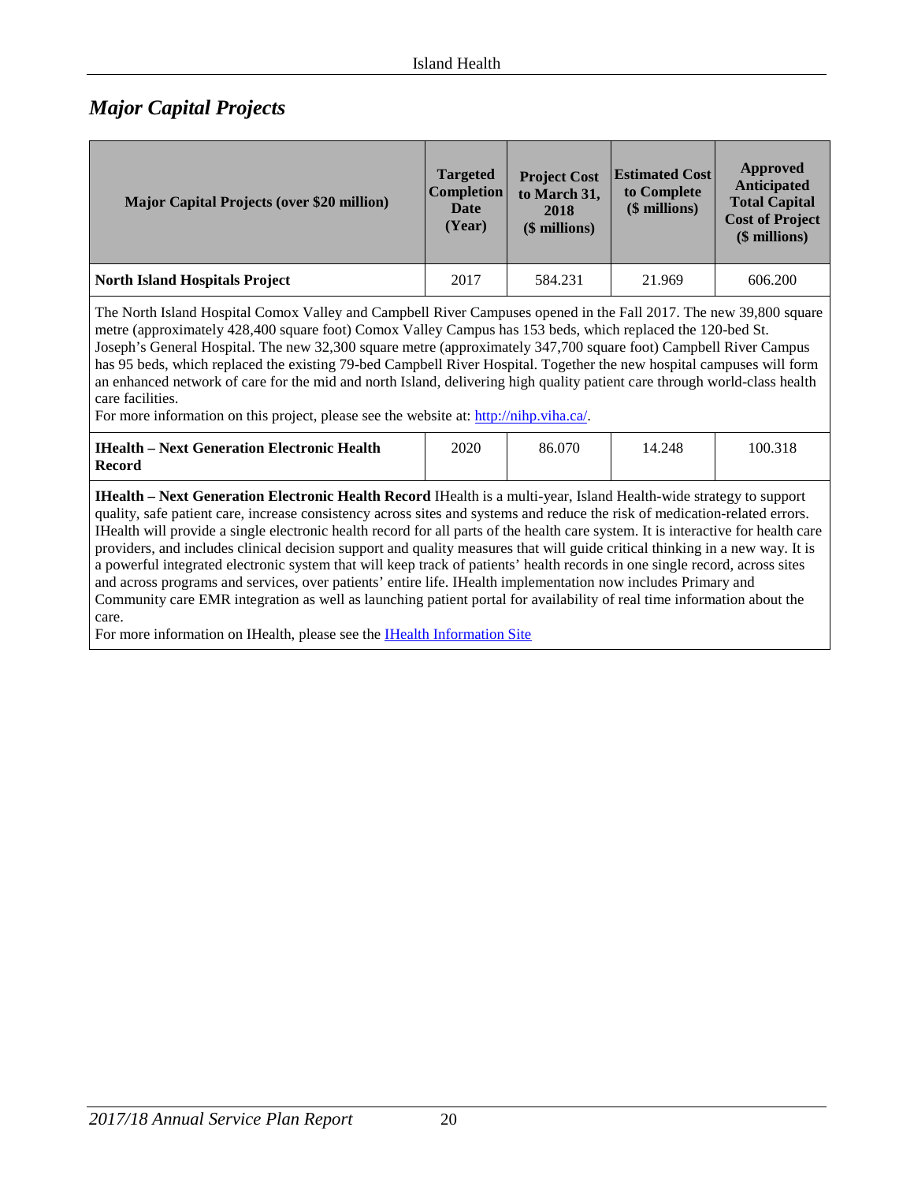## *Major Capital Projects*

| Major Capital Projects (over $20 million) | Targeted Completion Date (Year) | Project Cost to March 31, 2018 ($ millions) | Estimated Cost to Complete ($ millions) | Approved Anticipated Total Capital Cost of Project ($ millions) |
|---|---|---|---|---|
| **North Island Hospitals Project** | 2017 | 584.231 | 21.969 | 606.200 |
| The North Island Hospital Comox Valley and Campbell River Campuses opened in the Fall 2017. The new 39,800 square metre (approximately 428,400 square foot) Comox Valley Campus has 153 beds, which replaced the 120-bed St. Joseph's General Hospital. The new 32,300 square metre (approximately 347,700 square foot) Campbell River Campus has 95 beds, which replaced the existing 79-bed Campbell River Hospital. Together the new hospital campuses will form an enhanced network of care for the mid and north Island, delivering high quality patient care through world-class health care facilities. For more information on this project, please see the website at: [http://nihp.viha.ca/](http://nihp.viha.ca/). | | | | |
| **IHealth – Next Generation Electronic Health Record** | 2020 | 86.070 | 14.248 | 100.318 |
| **IHealth – Next Generation Electronic Health Record** IHealth is a multi-year, Island Health-wide strategy to support quality, safe patient care, increase consistency across sites and systems and reduce the risk of medication-related errors. IHealth will provide a single electronic health record for all parts of the health care system. It is interactive for health care providers, and includes clinical decision support and quality measures that will guide critical thinking in a new way. It is a powerful integrated electronic system that will keep track of patients' health records in one single record, across sites and across programs and services, over patients' entire life. IHealth implementation now includes Primary and Community care EMR integration as well as launching patient portal for availability of real time information about the care. For more information on IHealth, please see the [IHealth Information Site]() | | | | |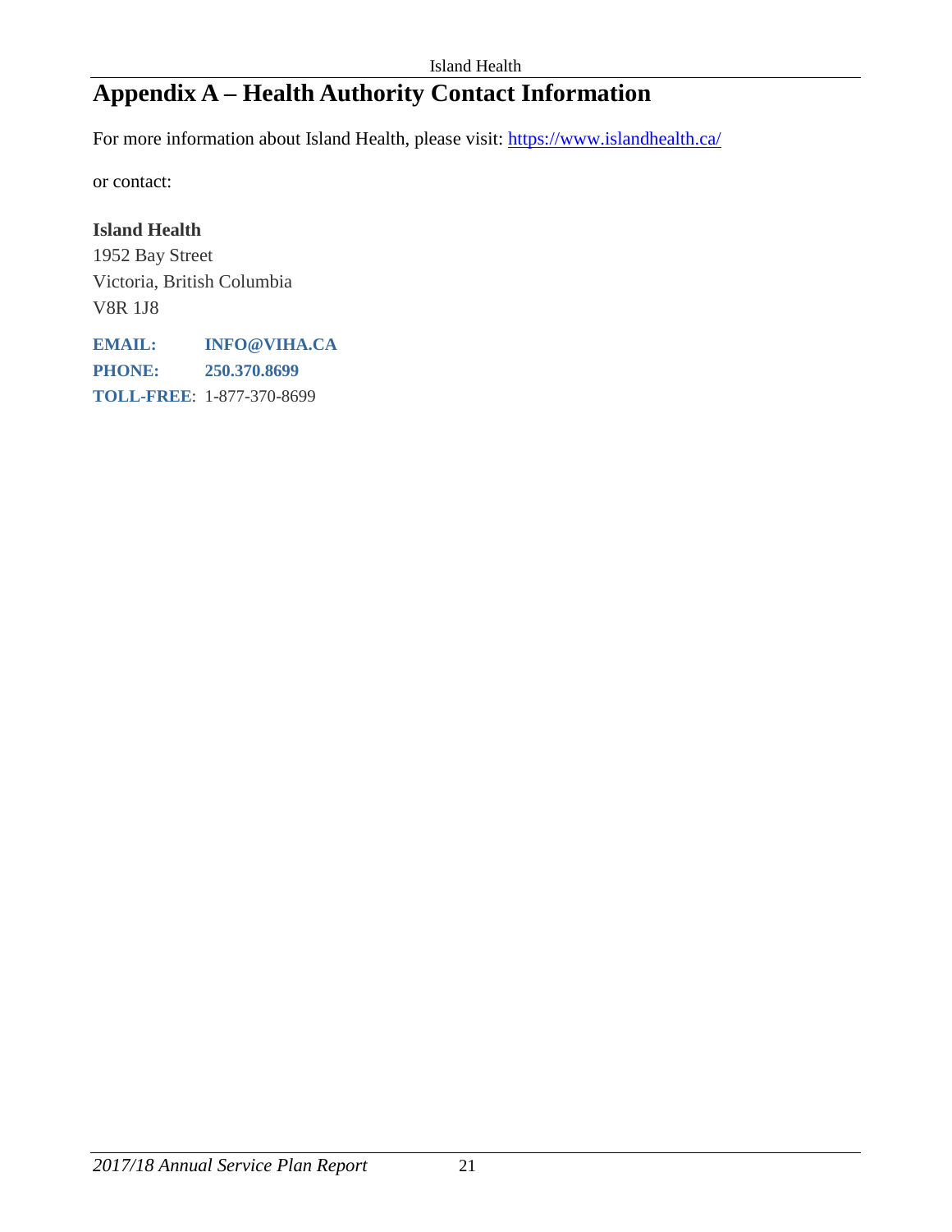# Appendix A – Health Authority Contact Information

For more information about Island Health, please visit: https://www.islandhealth.ca/

or contact:

**Island Health**
1952 Bay Street
Victoria, British Columbia
V8R 1J8

**EMAIL:** **INFO@VIHA.CA**
**PHONE:** **250.370.8699**
**TOLL-FREE**: 1-877-370-8699